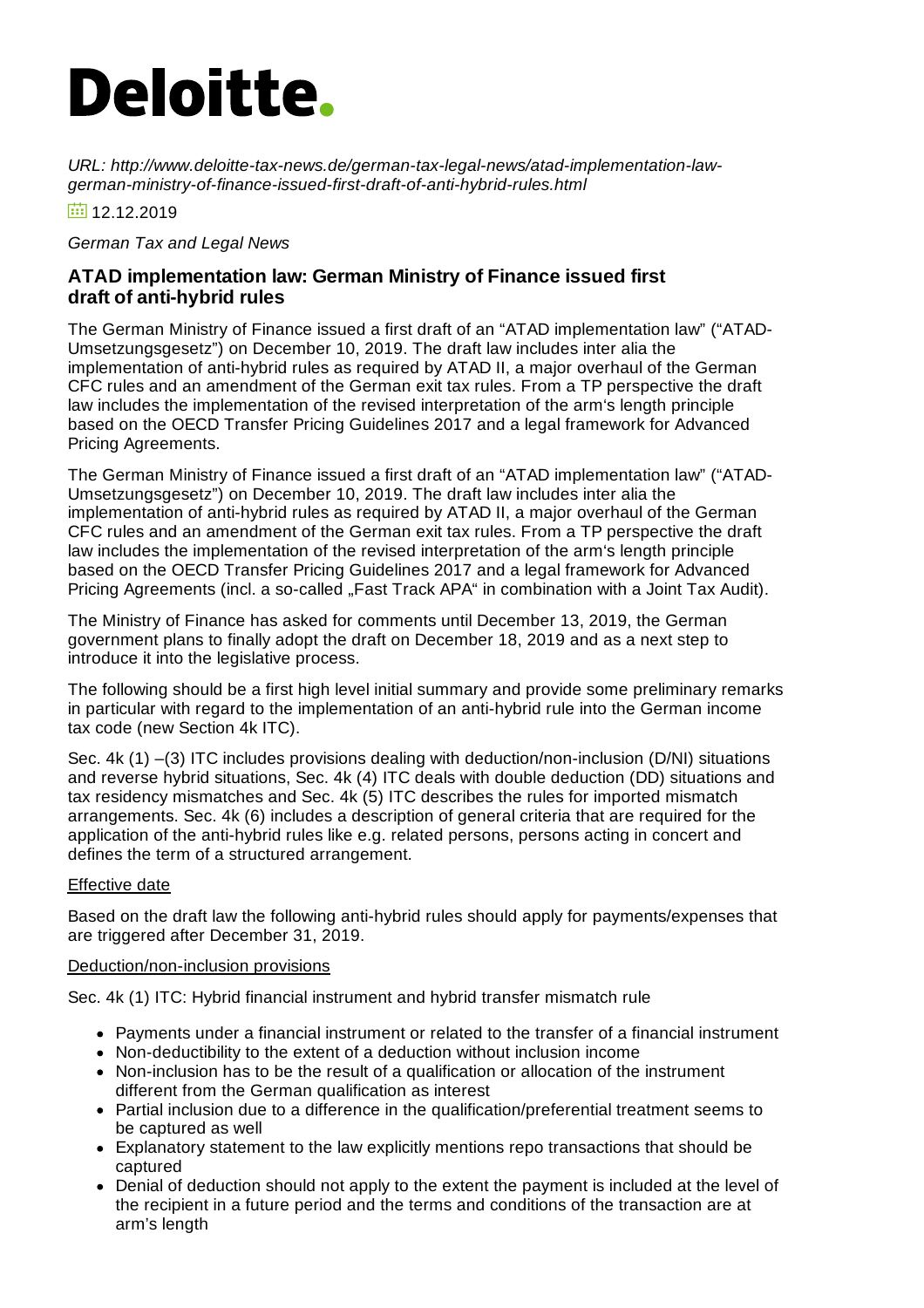# Deloitte.

*URL: http://www.deloitte-tax-news.de/german-tax-legal-news/atad-implementation-law-german-ministry-of-finance-issued-first-draft-of-anti-hybrid-rules.html*

12.12.2019

*German Tax and Legal News*

## ATAD implementation law: German Ministry of Finance issued first draft of anti-hybrid rules

The German Ministry of Finance issued a first draft of an "ATAD implementation law" ("ATAD-Umsetzungsgesetz") on December 10, 2019. The draft law includes inter alia the implementation of anti-hybrid rules as required by ATAD II, a major overhaul of the German CFC rules and an amendment of the German exit tax rules. From a TP perspective the draft law includes the implementation of the revised interpretation of the arm's length principle based on the OECD Transfer Pricing Guidelines 2017 and a legal framework for Advanced Pricing Agreements.

The German Ministry of Finance issued a first draft of an "ATAD implementation law" ("ATAD-Umsetzungsgesetz") on December 10, 2019. The draft law includes inter alia the implementation of anti-hybrid rules as required by ATAD II, a major overhaul of the German CFC rules and an amendment of the German exit tax rules. From a TP perspective the draft law includes the implementation of the revised interpretation of the arm's length principle based on the OECD Transfer Pricing Guidelines 2017 and a legal framework for Advanced Pricing Agreements (incl. a so-called „Fast Track APA" in combination with a Joint Tax Audit).

The Ministry of Finance has asked for comments until December 13, 2019, the German government plans to finally adopt the draft on December 18, 2019 and as a next step to introduce it into the legislative process.

The following should be a first high level initial summary and provide some preliminary remarks in particular with regard to the implementation of an anti-hybrid rule into the German income tax code (new Section 4k ITC).

Sec. 4k (1) –(3) ITC includes provisions dealing with deduction/non-inclusion (D/NI) situations and reverse hybrid situations, Sec. 4k (4) ITC deals with double deduction (DD) situations and tax residency mismatches and Sec. 4k (5) ITC describes the rules for imported mismatch arrangements. Sec. 4k (6) includes a description of general criteria that are required for the application of the anti-hybrid rules like e.g. related persons, persons acting in concert and defines the term of a structured arrangement.

<u>Effective date</u>

Based on the draft law the following anti-hybrid rules should apply for payments/expenses that are triggered after December 31, 2019.

<u>Deduction/non-inclusion provisions</u>

Sec. 4k (1) ITC: Hybrid financial instrument and hybrid transfer mismatch rule

- Payments under a financial instrument or related to the transfer of a financial instrument
- Non-deductibility to the extent of a deduction without inclusion income
- Non-inclusion has to be the result of a qualification or allocation of the instrument different from the German qualification as interest
- Partial inclusion due to a difference in the qualification/preferential treatment seems to be captured as well
- Explanatory statement to the law explicitly mentions repo transactions that should be captured
- Denial of deduction should not apply to the extent the payment is included at the level of the recipient in a future period and the terms and conditions of the transaction are at arm's length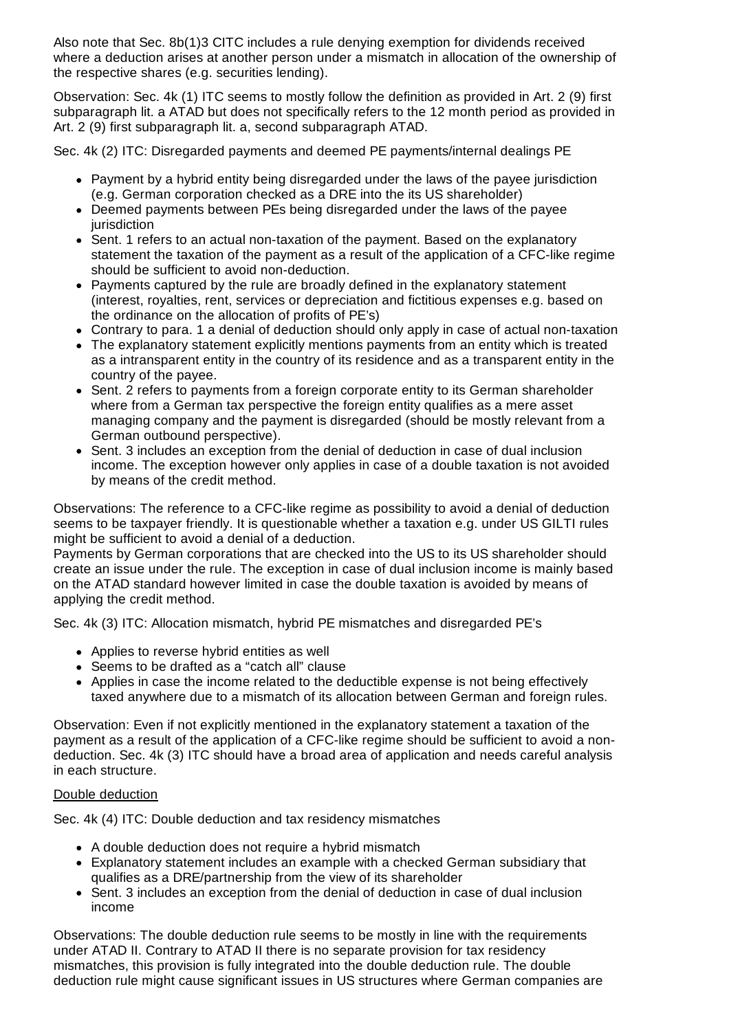Also note that Sec. 8b(1)3 CITC includes a rule denying exemption for dividends received where a deduction arises at another person under a mismatch in allocation of the ownership of the respective shares (e.g. securities lending).

Observation: Sec. 4k (1) ITC seems to mostly follow the definition as provided in Art. 2 (9) first subparagraph lit. a ATAD but does not specifically refers to the 12 month period as provided in Art. 2 (9) first subparagraph lit. a, second subparagraph ATAD.

Sec. 4k (2) ITC: Disregarded payments and deemed PE payments/internal dealings PE

- Payment by a hybrid entity being disregarded under the laws of the payee jurisdiction (e.g. German corporation checked as a DRE into the its US shareholder)
- Deemed payments between PEs being disregarded under the laws of the payee jurisdiction
- Sent. 1 refers to an actual non-taxation of the payment. Based on the explanatory statement the taxation of the payment as a result of the application of a CFC-like regime should be sufficient to avoid non-deduction.
- Payments captured by the rule are broadly defined in the explanatory statement (interest, royalties, rent, services or depreciation and fictitious expenses e.g. based on the ordinance on the allocation of profits of PE's)
- Contrary to para. 1 a denial of deduction should only apply in case of actual non-taxation
- The explanatory statement explicitly mentions payments from an entity which is treated as a intransparent entity in the country of its residence and as a transparent entity in the country of the payee.
- Sent. 2 refers to payments from a foreign corporate entity to its German shareholder where from a German tax perspective the foreign entity qualifies as a mere asset managing company and the payment is disregarded (should be mostly relevant from a German outbound perspective).
- Sent. 3 includes an exception from the denial of deduction in case of dual inclusion income. The exception however only applies in case of a double taxation is not avoided by means of the credit method.

Observations: The reference to a CFC-like regime as possibility to avoid a denial of deduction seems to be taxpayer friendly. It is questionable whether a taxation e.g. under US GILTI rules might be sufficient to avoid a denial of a deduction.
Payments by German corporations that are checked into the US to its US shareholder should create an issue under the rule. The exception in case of dual inclusion income is mainly based on the ATAD standard however limited in case the double taxation is avoided by means of applying the credit method.

Sec. 4k (3) ITC: Allocation mismatch, hybrid PE mismatches and disregarded PE's

- Applies to reverse hybrid entities as well
- Seems to be drafted as a "catch all" clause
- Applies in case the income related to the deductible expense is not being effectively taxed anywhere due to a mismatch of its allocation between German and foreign rules.

Observation: Even if not explicitly mentioned in the explanatory statement a taxation of the payment as a result of the application of a CFC-like regime should be sufficient to avoid a non-deduction. Sec. 4k (3) ITC should have a broad area of application and needs careful analysis in each structure.

Double deduction

Sec. 4k (4) ITC: Double deduction and tax residency mismatches

- A double deduction does not require a hybrid mismatch
- Explanatory statement includes an example with a checked German subsidiary that qualifies as a DRE/partnership from the view of its shareholder
- Sent. 3 includes an exception from the denial of deduction in case of dual inclusion income

Observations: The double deduction rule seems to be mostly in line with the requirements under ATAD II. Contrary to ATAD II there is no separate provision for tax residency mismatches, this provision is fully integrated into the double deduction rule. The double deduction rule might cause significant issues in US structures where German companies are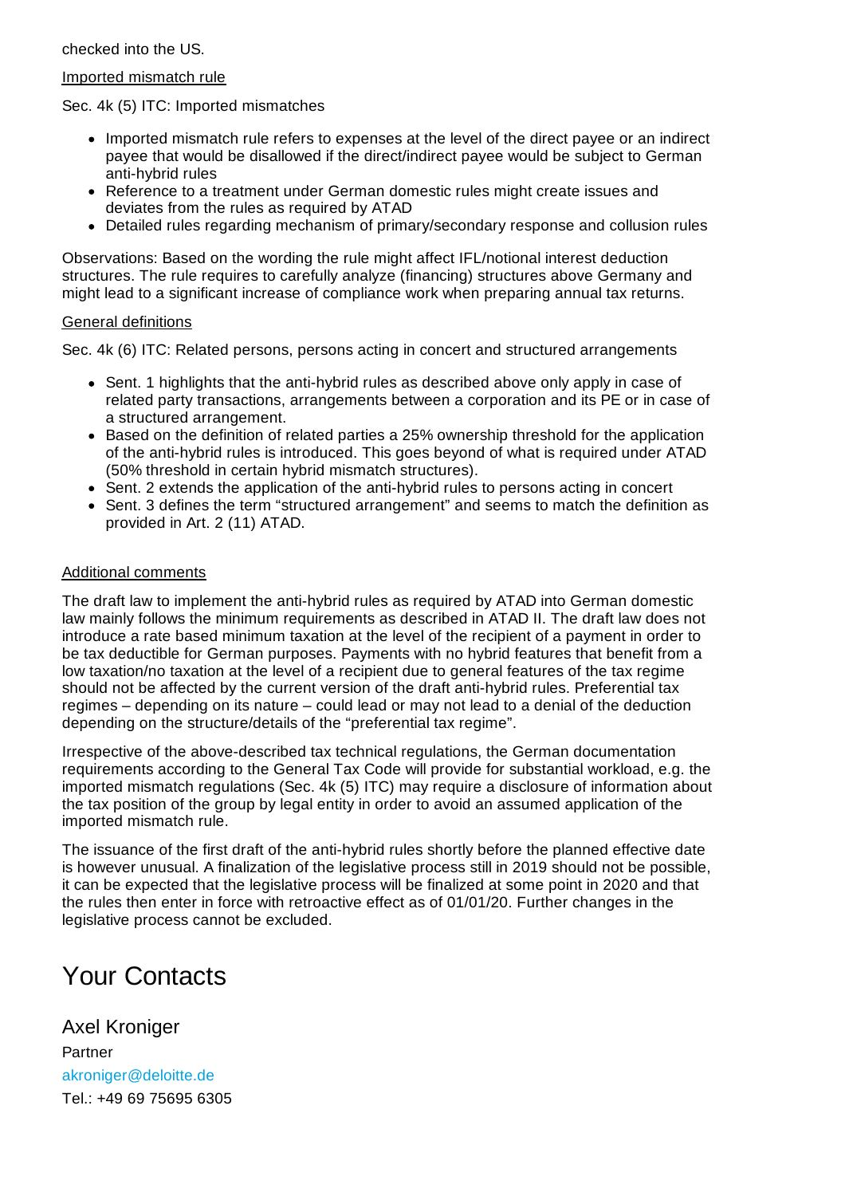checked into the US.

Imported mismatch rule

Sec. 4k (5) ITC: Imported mismatches

- Imported mismatch rule refers to expenses at the level of the direct payee or an indirect payee that would be disallowed if the direct/indirect payee would be subject to German anti-hybrid rules
- Reference to a treatment under German domestic rules might create issues and deviates from the rules as required by ATAD
- Detailed rules regarding mechanism of primary/secondary response and collusion rules

Observations: Based on the wording the rule might affect IFL/notional interest deduction structures. The rule requires to carefully analyze (financing) structures above Germany and might lead to a significant increase of compliance work when preparing annual tax returns.

General definitions

Sec. 4k (6) ITC: Related persons, persons acting in concert and structured arrangements

- Sent. 1 highlights that the anti-hybrid rules as described above only apply in case of related party transactions, arrangements between a corporation and its PE or in case of a structured arrangement.
- Based on the definition of related parties a 25% ownership threshold for the application of the anti-hybrid rules is introduced. This goes beyond of what is required under ATAD (50% threshold in certain hybrid mismatch structures).
- Sent. 2 extends the application of the anti-hybrid rules to persons acting in concert
- Sent. 3 defines the term “structured arrangement” and seems to match the definition as provided in Art. 2 (11) ATAD.

Additional comments

The draft law to implement the anti-hybrid rules as required by ATAD into German domestic law mainly follows the minimum requirements as described in ATAD II. The draft law does not introduce a rate based minimum taxation at the level of the recipient of a payment in order to be tax deductible for German purposes. Payments with no hybrid features that benefit from a low taxation/no taxation at the level of a recipient due to general features of the tax regime should not be affected by the current version of the draft anti-hybrid rules. Preferential tax regimes – depending on its nature – could lead or may not lead to a denial of the deduction depending on the structure/details of the “preferential tax regime”.

Irrespective of the above-described tax technical regulations, the German documentation requirements according to the General Tax Code will provide for substantial workload, e.g. the imported mismatch regulations (Sec. 4k (5) ITC) may require a disclosure of information about the tax position of the group by legal entity in order to avoid an assumed application of the imported mismatch rule.

The issuance of the first draft of the anti-hybrid rules shortly before the planned effective date is however unusual. A finalization of the legislative process still in 2019 should not be possible, it can be expected that the legislative process will be finalized at some point in 2020 and that the rules then enter in force with retroactive effect as of 01/01/20. Further changes in the legislative process cannot be excluded.

# Your Contacts

## Axel Kroniger

Partner

akroniger@deloitte.de

Tel.: +49 69 75695 6305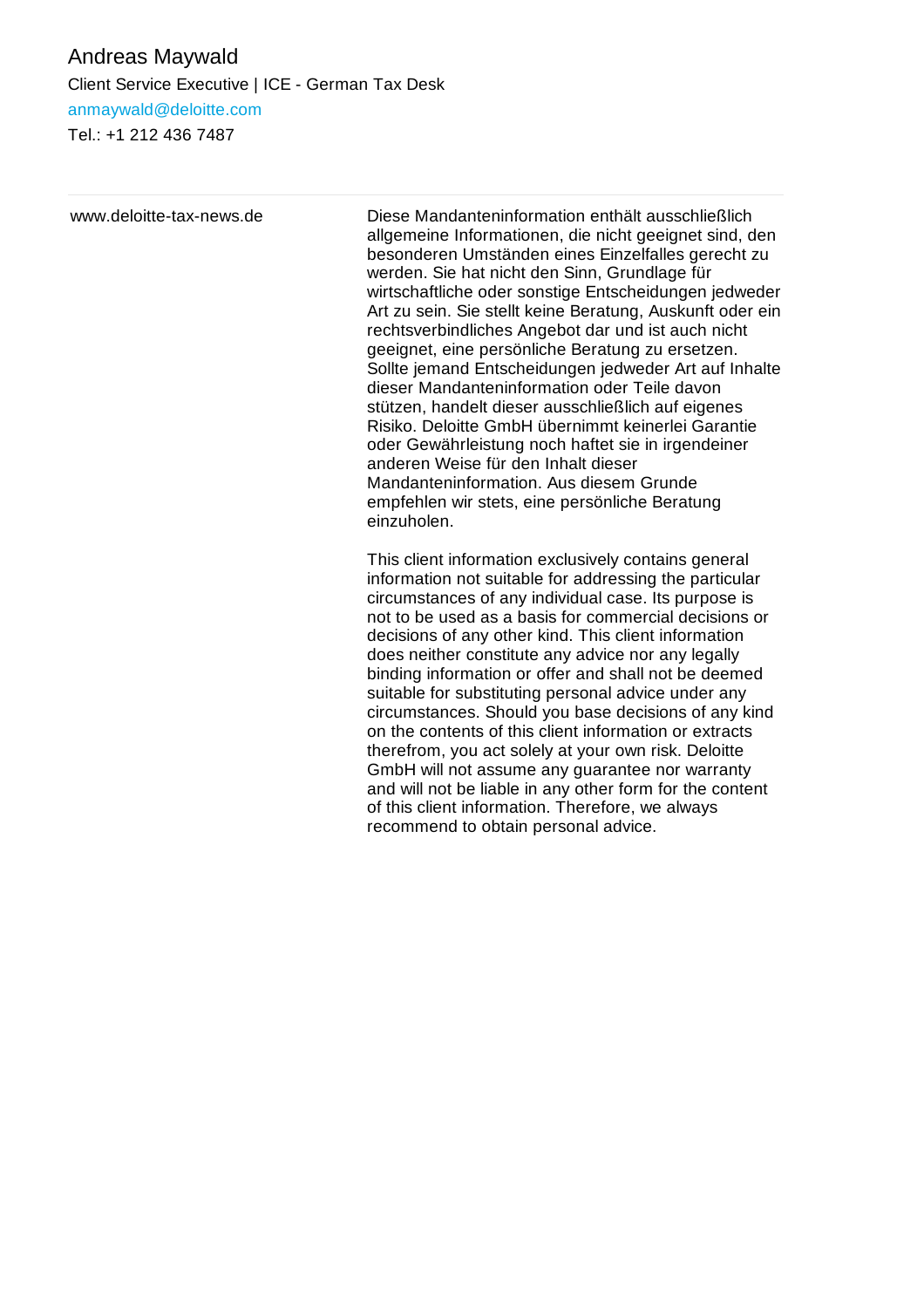Andreas Maywald

Client Service Executive | ICE - German Tax Desk

anmaywald@deloitte.com

Tel.: +1 212 436 7487

---

www.deloitte-tax-news.de

Diese Mandanteninformation enthält ausschließlich allgemeine Informationen, die nicht geeignet sind, den besonderen Umständen eines Einzelfalles gerecht zu werden. Sie hat nicht den Sinn, Grundlage für wirtschaftliche oder sonstige Entscheidungen jedweder Art zu sein. Sie stellt keine Beratung, Auskunft oder ein rechtsverbindliches Angebot dar und ist auch nicht geeignet, eine persönliche Beratung zu ersetzen. Sollte jemand Entscheidungen jedweder Art auf Inhalte dieser Mandanteninformation oder Teile davon stützen, handelt dieser ausschließlich auf eigenes Risiko. Deloitte GmbH übernimmt keinerlei Garantie oder Gewährleistung noch haftet sie in irgendeiner anderen Weise für den Inhalt dieser Mandanteninformation. Aus diesem Grunde empfehlen wir stets, eine persönliche Beratung einzuholen.

This client information exclusively contains general information not suitable for addressing the particular circumstances of any individual case. Its purpose is not to be used as a basis for commercial decisions or decisions of any other kind. This client information does neither constitute any advice nor any legally binding information or offer and shall not be deemed suitable for substituting personal advice under any circumstances. Should you base decisions of any kind on the contents of this client information or extracts therefrom, you act solely at your own risk. Deloitte GmbH will not assume any guarantee nor warranty and will not be liable in any other form for the content of this client information. Therefore, we always recommend to obtain personal advice.